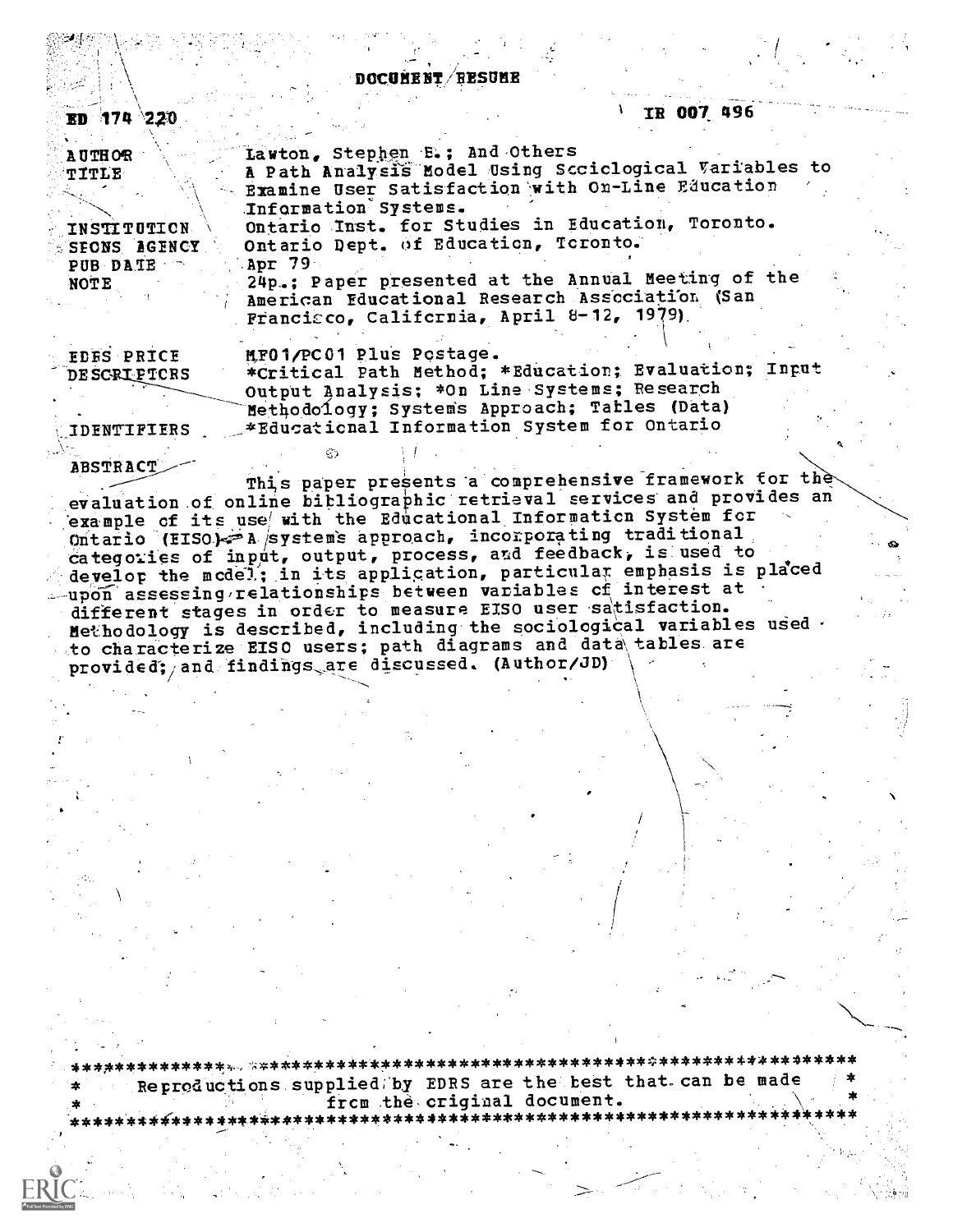DOCUMENT RESUME

ED 174 220 IR 007 496

| | |
|---|---|
| AUTHOR | Lawton, Stephen B.; And Others |
| TITLE | A Path Analysis Model Using Sociological Variables to Examine User Satisfaction with On-Line Education Information Systems. |
| INSTITUTION | Ontario Inst. for Studies in Education, Toronto. |
| SPONS AGENCY | Ontario Dept. of Education, Toronto. |
| PUB DATE | Apr 79 |
| NOTE | 24p.; Paper presented at the Annual Meeting of the American Educational Research Association (San Francisco, California, April 8-12, 1979) |
| EDRS PRICE | MF01/PC01 Plus Postage. |
| DESCRIPTORS | *Critical Path Method; *Education; Evaluation; Input Output Analysis; *On Line Systems; Research Methodology; Systems Approach; Tables (Data) |
| IDENTIFIERS | *Educational Information System for Ontario |

ABSTRACT

This paper presents a comprehensive framework for the evaluation of online bibliographic retrieval services and provides an example of its use with the Educational Information System for Ontario (EISO). A systems approach, incorporating traditional categories of input, output, process, and feedback, is used to develop the model; in its application, particular emphasis is placed upon assessing relationships between variables of interest at different stages in order to measure EISO user satisfaction. Methodology is described, including the sociological variables used to characterize EISO users; path diagrams and data tables are provided; and findings are discussed. (Author/JD)

***********************************************************************
* Reproductions supplied by EDRS are the best that can be made *
* from the original document. *
***********************************************************************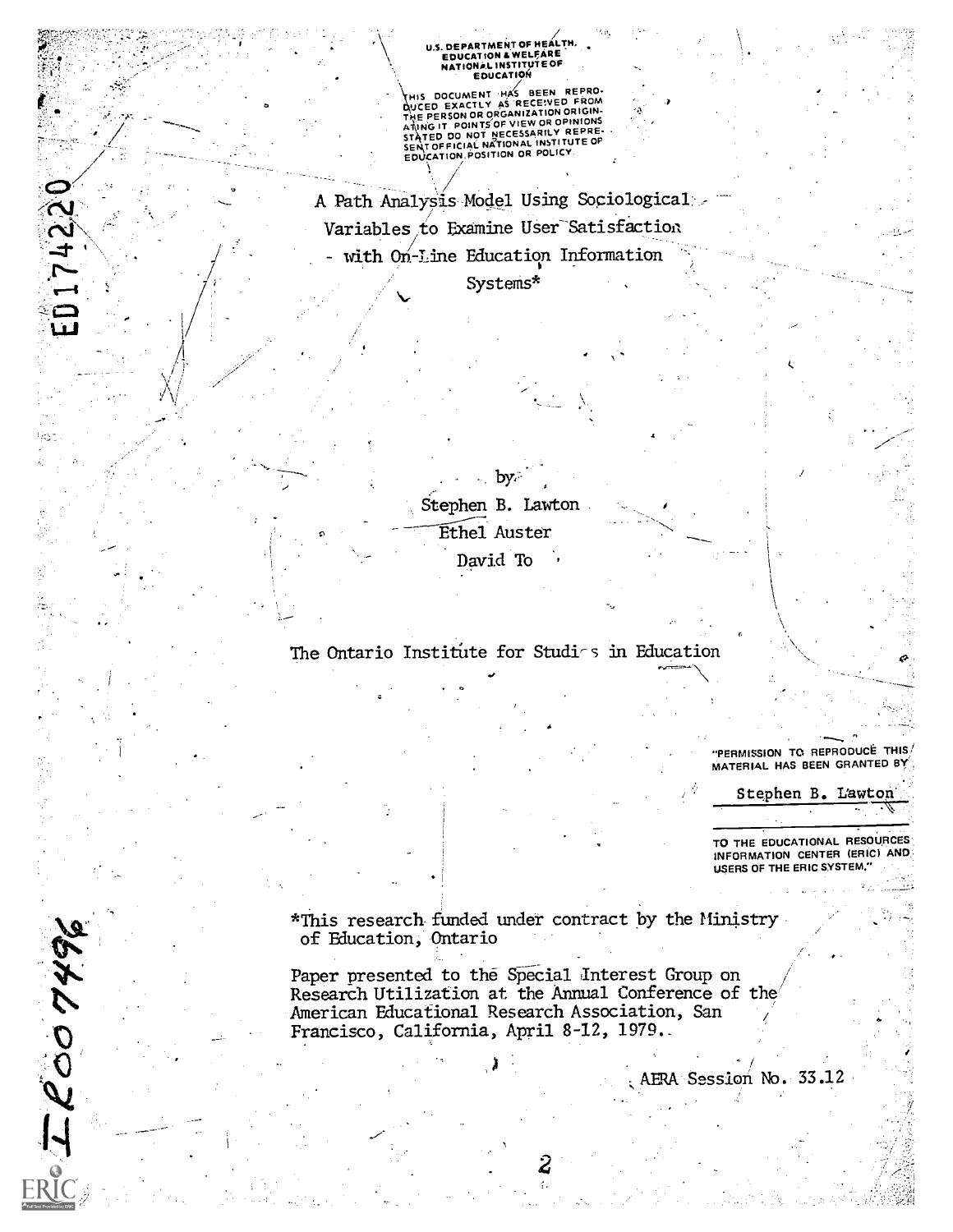U.S. DEPARTMENT OF HEALTH, EDUCATION & WELFARE
NATIONAL INSTITUTE OF EDUCATION

THIS DOCUMENT HAS BEEN REPRODUCED EXACTLY AS RECEIVED FROM THE PERSON OR ORGANIZATION ORIGINATING IT. POINTS OF VIEW OR OPINIONS STATED DO NOT NECESSARILY REPRESENT OFFICIAL NATIONAL INSTITUTE OF EDUCATION POSITION OR POLICY

ED174220

# A Path Analysis Model Using Sociological Variables to Examine User Satisfaction - with On-Line Education Information Systems*

by

Stephen B. Lawton

Ethel Auster

David To

The Ontario Institute for Studies in Education

"PERMISSION TO REPRODUCE THIS MATERIAL HAS BEEN GRANTED BY

Stephen B. Lawton

TO THE EDUCATIONAL RESOURCES INFORMATION CENTER (ERIC) AND USERS OF THE ERIC SYSTEM."

*This research funded under contract by the Ministry of Education, Ontario

Paper presented to the Special Interest Group on Research Utilization at the Annual Conference of the American Educational Research Association, San Francisco, California, April 8-12, 1979.

AERA Session No. 33.12

IR007496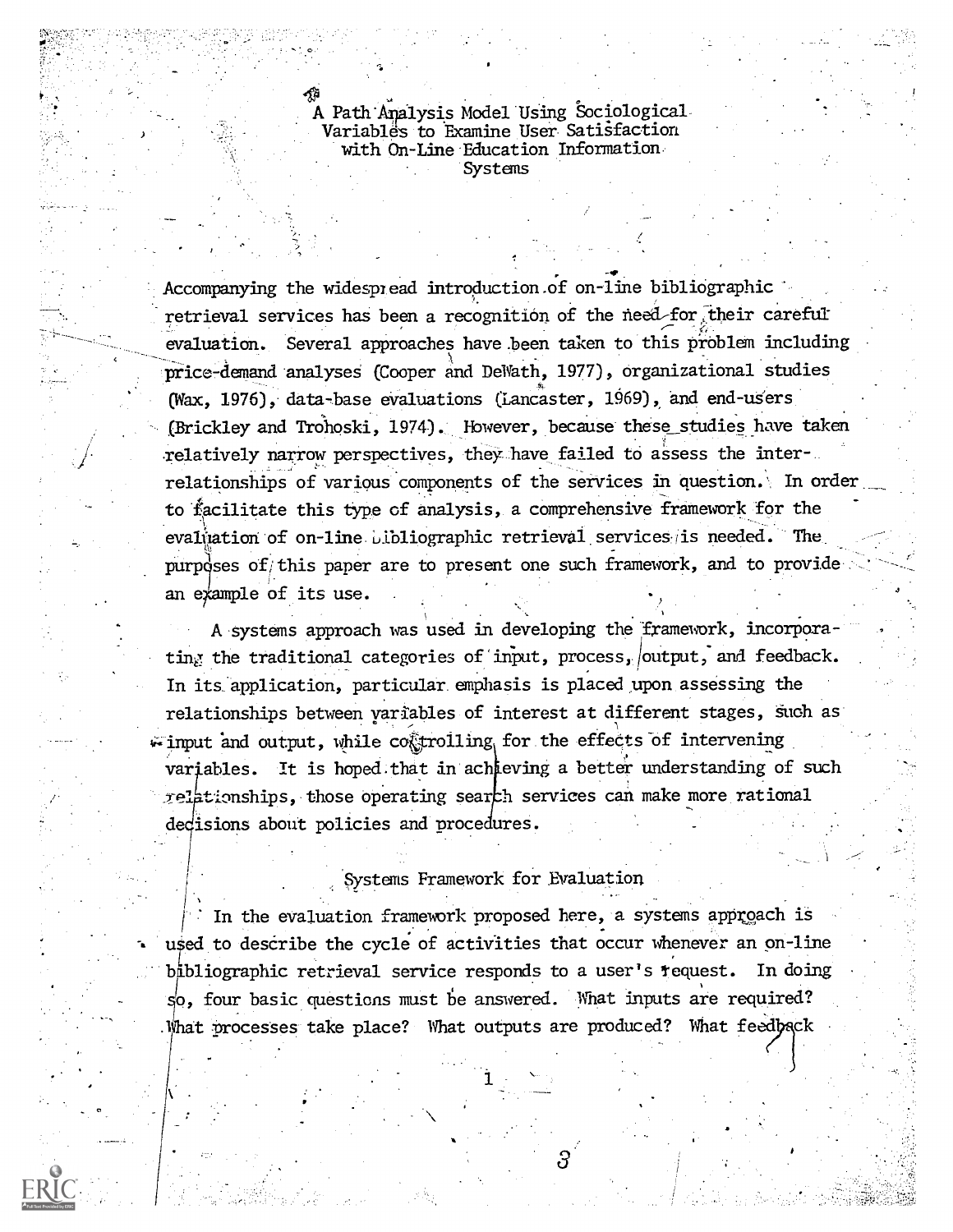# A Path Analysis Model Using Sociological Variables to Examine User Satisfaction with On-Line Education Information Systems

Accompanying the widespread introduction of on-line bibliographic retrieval services has been a recognition of the need for their careful evaluation. Several approaches have been taken to this problem including price-demand analyses (Cooper and DeWath, 1977), organizational studies (Wax, 1976), data-base evaluations (Lancaster, 1969), and end-users (Brickley and Trohoski, 1974). However, because these studies have taken relatively narrow perspectives, they have failed to assess the interrelationships of various components of the services in question. In order to facilitate this type of analysis, a comprehensive framework for the evaluation of on-line bibliographic retrieval services is needed. The purposes of this paper are to present one such framework, and to provide an example of its use.

A systems approach was used in developing the framework, incorporating the traditional categories of input, process, output, and feedback. In its application, particular emphasis is placed upon assessing the relationships between variables of interest at different stages, such as input and output, while controlling for the effects of intervening variables. It is hoped that in achieving a better understanding of such relationships, those operating search services can make more rational decisions about policies and procedures.

## Systems Framework for Evaluation

In the evaluation framework proposed here, a systems approach is used to describe the cycle of activities that occur whenever an on-line bibliographic retrieval service responds to a user's request. In doing so, four basic questions must be answered. What inputs are required? What processes take place? What outputs are produced? What feedback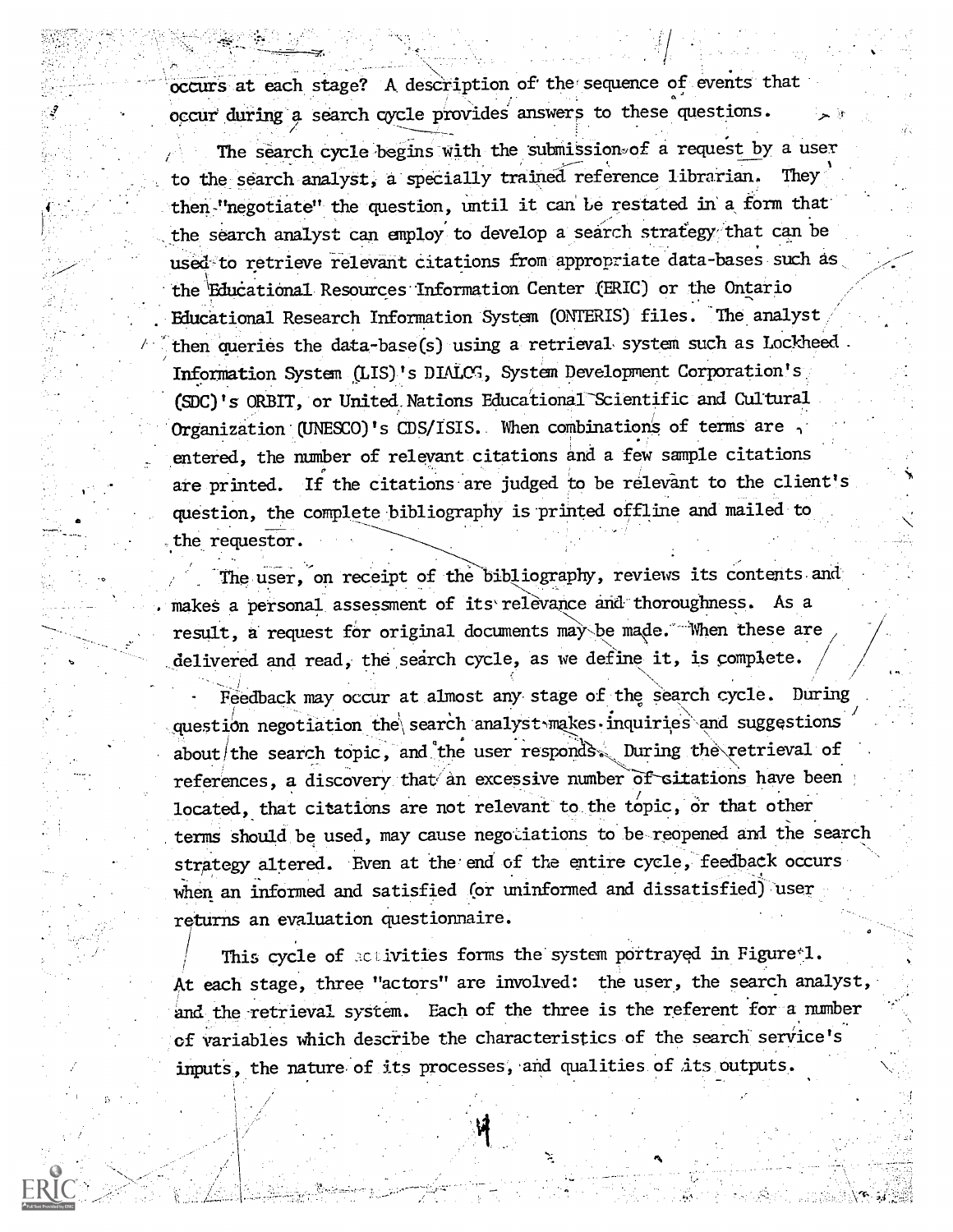occurs at each stage? A description of the sequence of events that occur during a search cycle provides answers to these questions.

The search cycle begins with the submission of a request by a user to the search analyst, a specially trained reference librarian. They then "negotiate" the question, until it can be restated in a form that the search analyst can employ to develop a search strategy that can be used to retrieve relevant citations from appropriate data-bases such as the Educational Resources Information Center (ERIC) or the Ontario Educational Research Information System (ONTERIS) files. The analyst then queries the data-base(s) using a retrieval system such as Lockheed Information System (LIS)'s DIALOG, System Development Corporation's (SDC)'s ORBIT, or United Nations Educational Scientific and Cultural Organization (UNESCO)'s CDS/ISIS. When combinations of terms are entered, the number of relevant citations and a few sample citations are printed. If the citations are judged to be relevant to the client's question, the complete bibliography is printed offline and mailed to the requestor.

The user, on receipt of the bibliography, reviews its contents and makes a personal assessment of its relevance and thoroughness. As a result, a request for original documents may be made. When these are delivered and read, the search cycle, as we define it, is complete.

Feedback may occur at almost any stage of the search cycle. During question negotiation the search analyst makes inquiries and suggestions about the search topic, and the user responds. During the retrieval of references, a discovery that an excessive number of citations have been located, that citations are not relevant to the topic, or that other terms should be used, may cause negotiations to be reopened and the search strategy altered. Even at the end of the entire cycle, feedback occurs when an informed and satisfied (or uninformed and dissatisfied) user returns an evaluation questionnaire.

This cycle of activities forms the system portrayed in Figure 1. At each stage, three "actors" are involved: the user, the search analyst, and the retrieval system. Each of the three is the referent for a number of variables which describe the characteristics of the search service's inputs, the nature of its processes, and qualities of its outputs.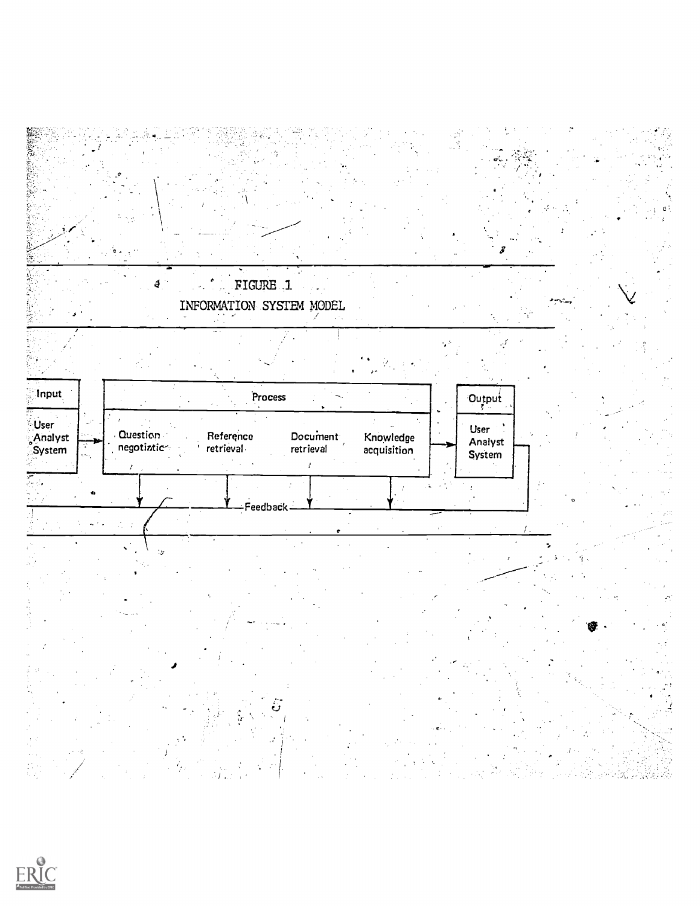FIGURE 1

INFORMATION SYSTEM MODEL

Input

User
Analyst
System

Process

Question negotiation

Reference retrieval

Document retrieval

Knowledge acquisition

Output

User
Analyst
System

Feedback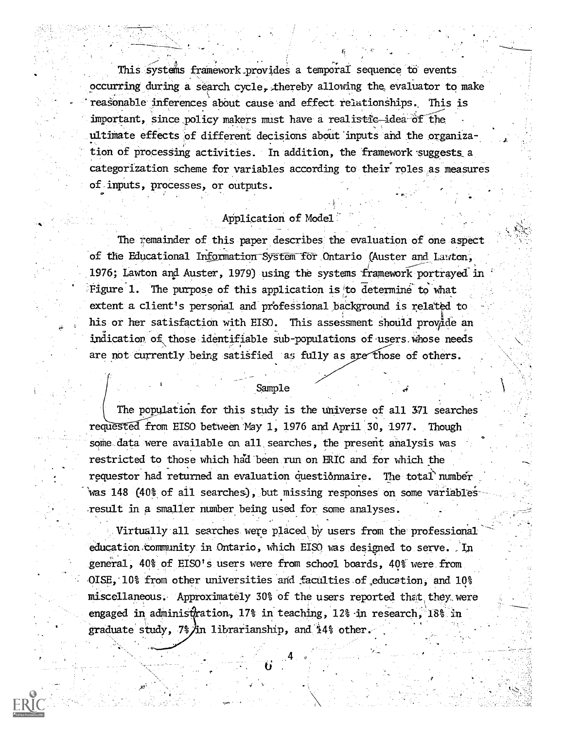This systems framework provides a temporal sequence to events occurring during a search cycle, thereby allowing the evaluator to make reasonable inferences about cause and effect relationships. This is important, since policy makers must have a realistic idea of the ultimate effects of different decisions about inputs and the organization of processing activities. In addition, the framework suggests a categorization scheme for variables according to their roles as measures of inputs, processes, or outputs.

## Application of Model

The remainder of this paper describes the evaluation of one aspect of the Educational Information System for Ontario (Auster and Lawton, 1976; Lawton and Auster, 1979) using the systems framework portrayed in Figure 1. The purpose of this application is to determine to what extent a client's personal and professional background is related to his or her satisfaction with EISO. This assessment should provide an indication of those identifiable sub-populations of users whose needs are not currently being satisfied as fully as are those of others.

### Sample

The population for this study is the universe of all 371 searches requested from EISO between May 1, 1976 and April 30, 1977. Though some data were available on all searches, the present analysis was restricted to those which had been run on ERIC and for which the requestor had returned an evaluation questionnaire. The total number was 148 (40% of all searches), but missing responses on some variables result in a smaller number being used for some analyses.

Virtually all searches were placed by users from the professional education community in Ontario, which EISO was designed to serve. In general, 40% of EISO's users were from school boards, 40% were from OISE, 10% from other universities and faculties of education, and 10% miscellaneous. Approximately 30% of the users reported that they were engaged in administration, 17% in teaching, 12% in research, 18% in graduate study, 7% in librarianship, and 14% other.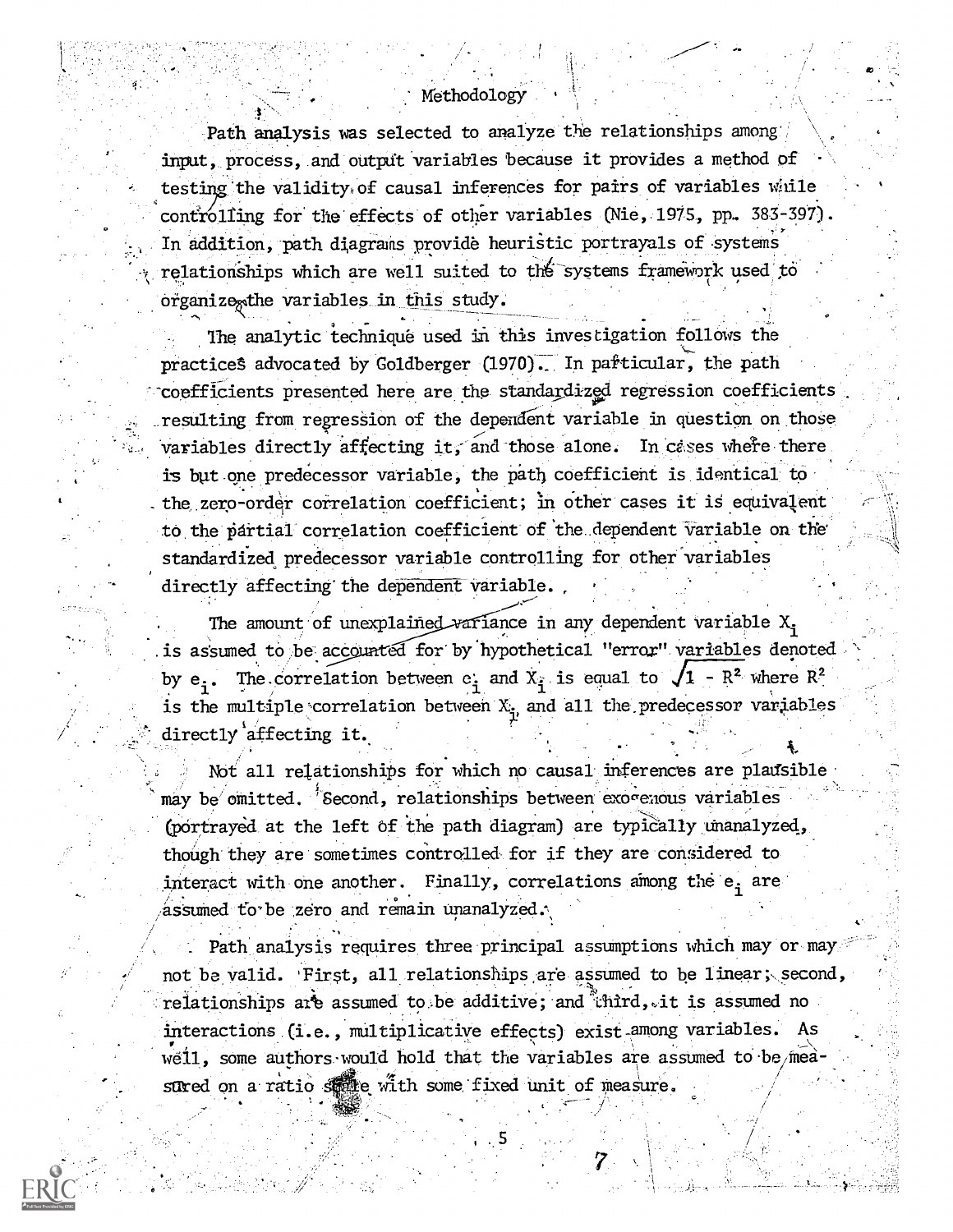## Methodology

Path analysis was selected to analyze the relationships among input, process, and output variables because it provides a method of testing the validity of causal inferences for pairs of variables while controlling for the effects of other variables (Nie, 1975, pp. 383-397). In addition, path diagrams provide heuristic portrayals of systems relationships which are well suited to the systems framework used to organize the variables in this study.

The analytic technique used in this investigation follows the practices advocated by Goldberger (1970). In particular, the path coefficients presented here are the standardized regression coefficients resulting from regression of the dependent variable in question on those variables directly affecting it, and those alone. In cases where there is but one predecessor variable, the path coefficient is identical to the zero-order correlation coefficient; in other cases it is equivalent to the partial correlation coefficient of the dependent variable on the standardized predecessor variable controlling for other variables directly affecting the dependent variable.

The amount of unexplained variance in any dependent variable $X_i$ is assumed to be accounted for by hypothetical "error" variables denoted by $e_i$. The correlation between $e_i$ and $X_i$ is equal to $\sqrt{1 - R^2}$ where $R^2$ is the multiple correlation between $X_i$ and all the predecessor variables directly affecting it.

Not all relationships for which no causal inferences are plausible may be omitted. Second, relationships between exogenous variables (portrayed at the left of the path diagram) are typically unanalyzed, though they are sometimes controlled for if they are considered to interact with one another. Finally, correlations among the $e_i$ are assumed to be zero and remain unanalyzed.

Path analysis requires three principal assumptions which may or may not be valid. First, all relationships are assumed to be linear; second, relationships are assumed to be additive; and third, it is assumed no interactions (i.e., multiplicative effects) exist among variables. As well, some authors would hold that the variables are assumed to be measured on a ratio scale with some fixed unit of measure.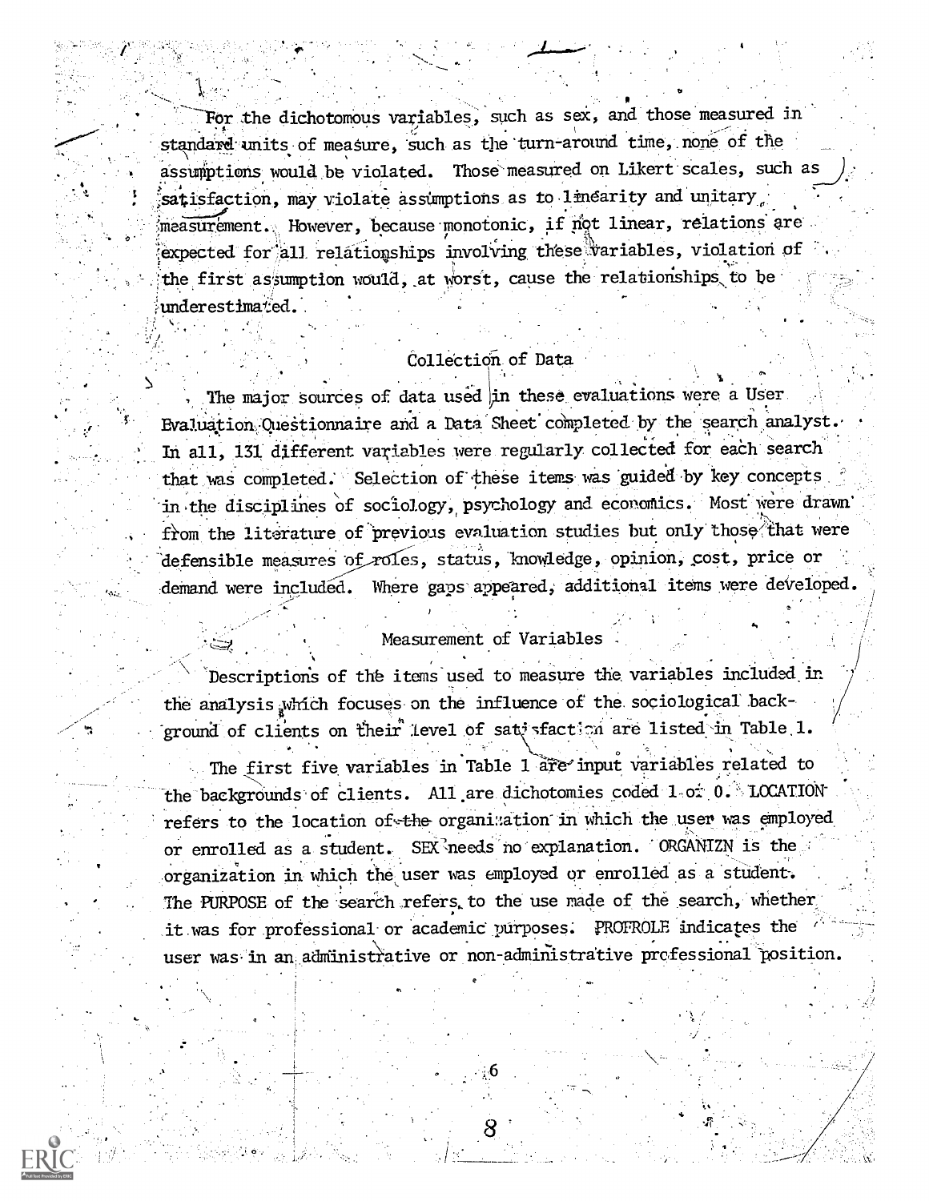For the dichotomous variables, such as sex, and those measured in standard units of measure, such as the turn-around time, none of the assumptions would be violated. Those measured on Likert scales, such as satisfaction, may violate assumptions as to linearity and unitary measurement. However, because monotonic, if not linear, relations are expected for all relationships involving these variables, violation of the first assumption would, at worst, cause the relationships to be underestimated.

## Collection of Data

The major sources of data used in these evaluations were a User Evaluation Questionnaire and a Data Sheet completed by the search analyst. In all, 131 different variables were regularly collected for each search that was completed. Selection of these items was guided by key concepts in the disciplines of sociology, psychology and economics. Most were drawn from the literature of previous evaluation studies but only those that were defensible measures of roles, status, knowledge, opinion, cost, price or demand were included. Where gaps appeared, additional items were developed.

## Measurement of Variables

Descriptions of the items used to measure the variables included in the analysis which focuses on the influence of the sociological background of clients on their level of satisfaction are listed in Table 1.

The first five variables in Table 1 are input variables related to the backgrounds of clients. All are dichotomies coded 1 or 0. LOCATION refers to the location of the organization in which the user was employed or enrolled as a student. SEX needs no explanation. ORGANIZN is the organization in which the user was employed or enrolled as a student. The PURPOSE of the search refers to the use made of the search, whether it was for professional or academic purposes. PROFROLE indicates the user was in an administrative or non-administrative professional position.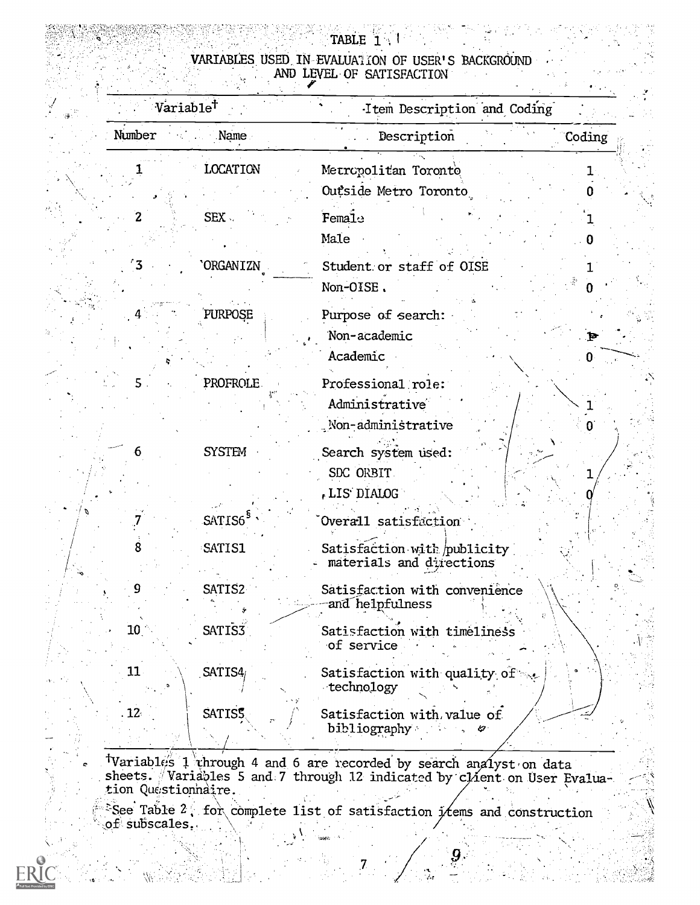TABLE 1

VARIABLES USED IN EVALUATION OF USER'S BACKGROUND AND LEVEL OF SATISFACTION

| Variable† | | Item Description and Coding | |
|---|---|---|---|
| Number | Name | Description | Coding |
| 1 | LOCATION | Metropolitan Toronto | 1 |
| | | Outside Metro Toronto | 0 |
| 2 | SEX | Female | 1 |
| | | Male | 0 |
| 3 | ORGANIZN | Student or staff of OISE | 1 |
| | | Non-OISE | 0 |
| 4 | PURPOSE | Purpose of search: | |
| | | Non-academic | 1 |
| | | Academic | 0 |
| 5 | PROFROLE | Professional role: | |
| | | Administrative | 1 |
| | | Non-administrative | 0 |
| 6 | SYSTEM | Search system used: | |
| | | SDC ORBIT | 1 |
| | | LIS DIALOG | 0 |
| 7 | SATIS6§ | Overall satisfaction | |
| 8 | SATIS1 | Satisfaction with publicity materials and directions | |
| 9 | SATIS2 | Satisfaction with convenience and helpfulness | |
| 10 | SATIS3 | Satisfaction with timeliness of service | |
| 11 | SATIS4 | Satisfaction with quality of technology | |
| 12 | SATIS5 | Satisfaction with value of bibliography | |

†Variables 1 through 4 and 6 are recorded by search analyst on data sheets. Variables 5 and 7 through 12 indicated by client on User Evaluation Questionnaire.

§See Table 2, for complete list of satisfaction items and construction of subscales.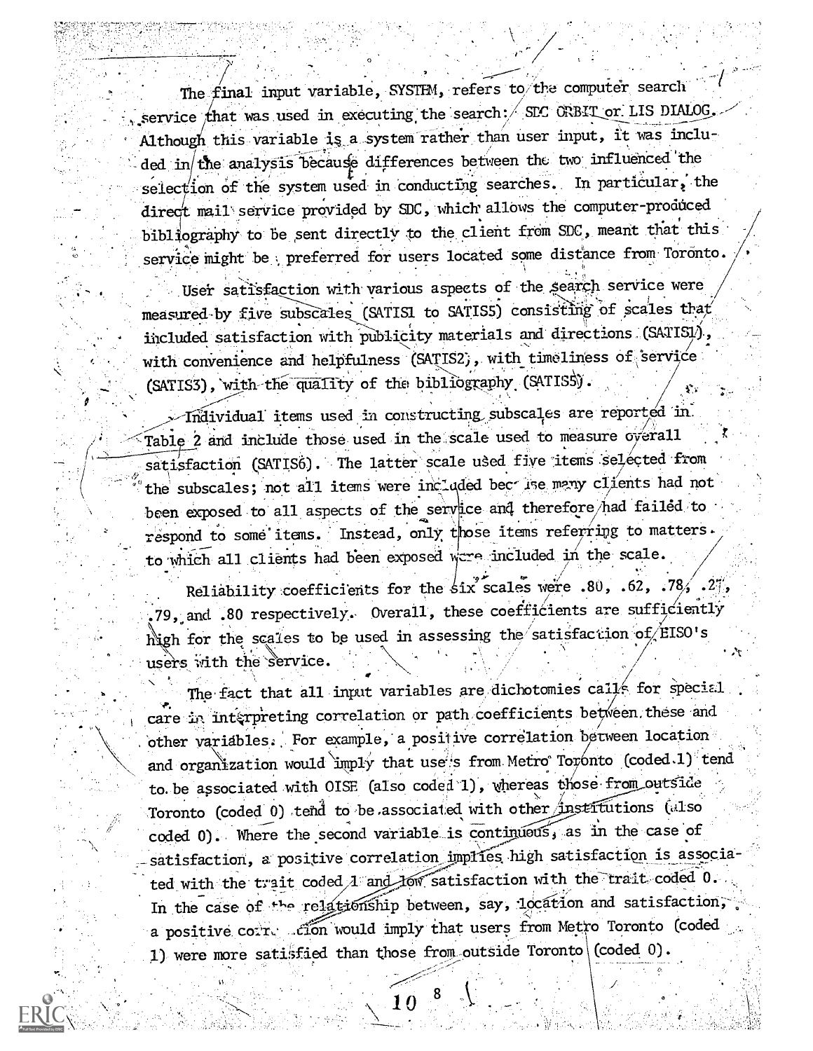The final input variable, SYSTEM, refers to the computer search service that was used in executing the search: SDC ORBIT or LIS DIALOG. Although this variable is a system rather than user input, it was included in the analysis because differences between the two influenced the selection of the system used in conducting searches. In particular, the direct mail service provided by SDC, which allows the computer-produced bibliography to be sent directly to the client from SDC, meant that this service might be preferred for users located some distance from Toronto.

User satisfaction with various aspects of the search service were measured by five subscales (SATIS1 to SATIS5) consisting of scales that included satisfaction with publicity materials and directions (SATIS1), with convenience and helpfulness (SATIS2), with timeliness of service (SATIS3), with the quality of the bibliography (SATIS5).

Individual items used in constructing subscales are reported in Table 2 and include those used in the scale used to measure overall satisfaction (SATIS6). The latter scale used five items selected from the subscales; not all items were included because many clients had not been exposed to all aspects of the service and therefore had failed to respond to some items. Instead, only those items referring to matters to which all clients had been exposed were included in the scale.

Reliability coefficients for the six scales were .80, .62, .78, .27, .79, and .80 respectively. Overall, these coefficients are sufficiently high for the scales to be used in assessing the satisfaction of EISO's users with the service.

The fact that all input variables are dichotomies calls for special care in interpreting correlation or path coefficients between these and other variables. For example, a positive correlation between location and organization would imply that users from Metro Toronto (coded 1) tend to be associated with OISE (also coded 1), whereas those from outside Toronto (coded 0) tend to be associated with other institutions (also coded 0). Where the second variable is continuous, as in the case of satisfaction, a positive correlation implies high satisfaction is associated with the trait coded 1 and low satisfaction with the trait coded 0. In the case of the relationship between, say, location and satisfaction, a positive correlation would imply that users from Metro Toronto (coded 1) were more satisfied than those from outside Toronto (coded 0).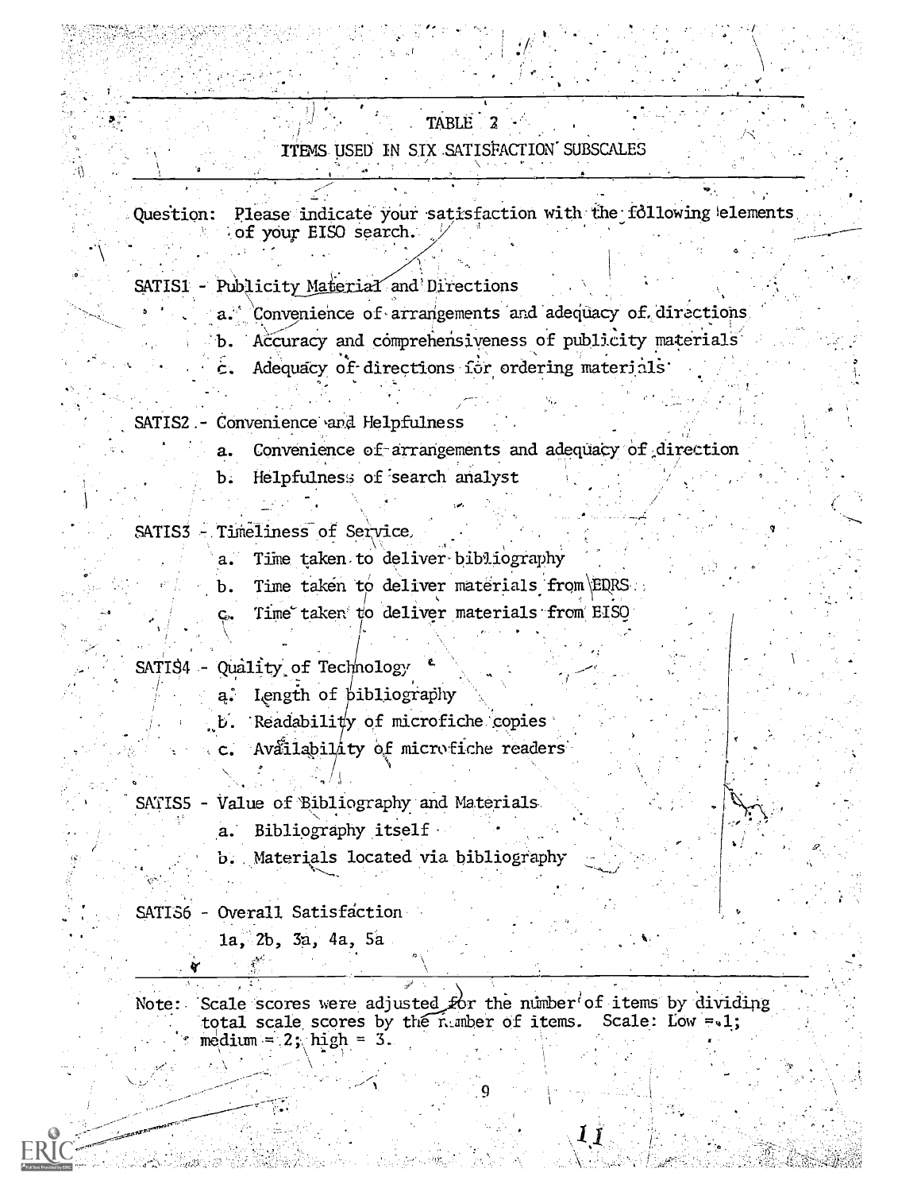TABLE 2

ITEMS USED IN SIX SATISFACTION SUBSCALES

Question: Please indicate your satisfaction with the following elements of your EISO search.

SATIS1 - Publicity Material and Directions

a. Convenience of arrangements and adequacy of directions
b. Accuracy and comprehensiveness of publicity materials
c. Adequacy of directions for ordering materials

SATIS2 - Convenience and Helpfulness

a. Convenience of arrangements and adequacy of direction
b. Helpfulness of search analyst

SATIS3 - Timeliness of Service

a. Time taken to deliver bibliography
b. Time taken to deliver materials from EDRS
c. Time taken to deliver materials from EISO

SATIS4 - Quality of Technology

a. Length of bibliography
b. Readability of microfiche copies
c. Availability of microfiche readers

SATIS5 - Value of Bibliography and Materials

a. Bibliography itself
b. Materials located via bibliography

SATIS6 - Overall Satisfaction

1a, 2b, 3a, 4a, 5a

Note: Scale scores were adjusted for the number of items by dividing total scale scores by the number of items. Scale: Low = 1; medium = 2; high = 3.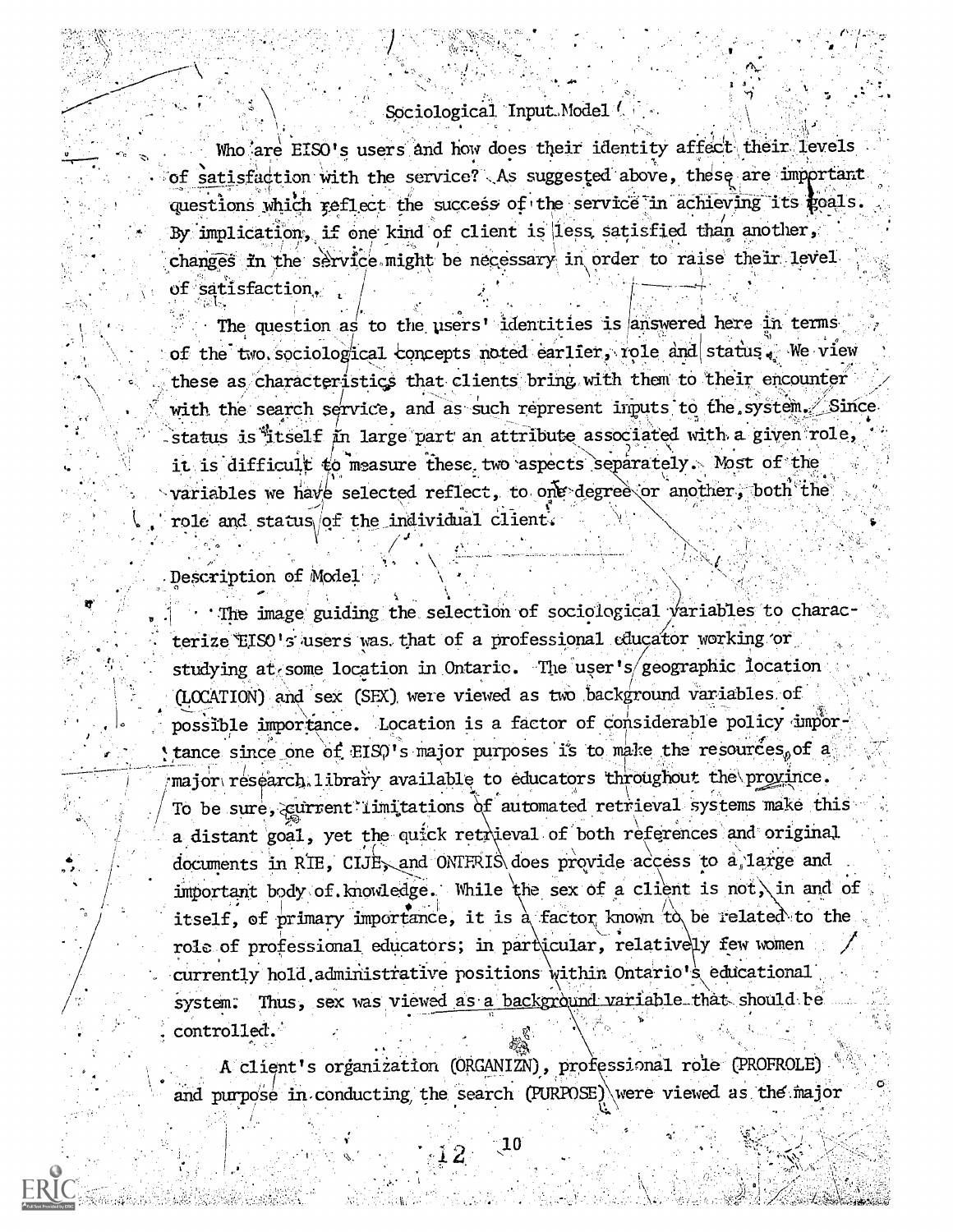## Sociological Input Model

Who are EISO's users and how does their identity affect their levels of satisfaction with the service? As suggested above, these are important questions which reflect the success of the service in achieving its goals. By implication, if one kind of client is less satisfied than another, changes in the service might be necessary in order to raise their level of satisfaction.

The question as to the users' identities is answered here in terms of the two sociological concepts noted earlier, role and status. We view these as characteristics that clients bring with them to their encounter with the search service, and as such represent inputs to the system. Since status is itself in large part an attribute associated with a given role, it is difficult to measure these two aspects separately. Most of the variables we have selected reflect, to one degree or another, both the role and status of the individual client.

### Description of Model

The image guiding the selection of sociological variables to characterize EISO's users was that of a professional educator working or studying at some location in Ontario. The user's geographic location (LOCATION) and sex (SEX) were viewed as two background variables of possible importance. Location is a factor of considerable policy importance since one of EISO's major purposes is to make the resources of a major research library available to educators throughout the province. To be sure, current limitations of automated retrieval systems make this a distant goal, yet the quick retrieval of both references and original documents in RIE, CIJE, and ONTERIS does provide access to a large and important body of knowledge. While the sex of a client is not, in and of itself, of primary importance, it is a factor known to be related to the role of professional educators; in particular, relatively few women currently hold administrative positions within Ontario's educational system. Thus, sex was viewed as a background variable that should be controlled.

A client's organization (ORGANIZN), professional role (PROFROLE) and purpose in conducting the search (PURPOSE) were viewed as the major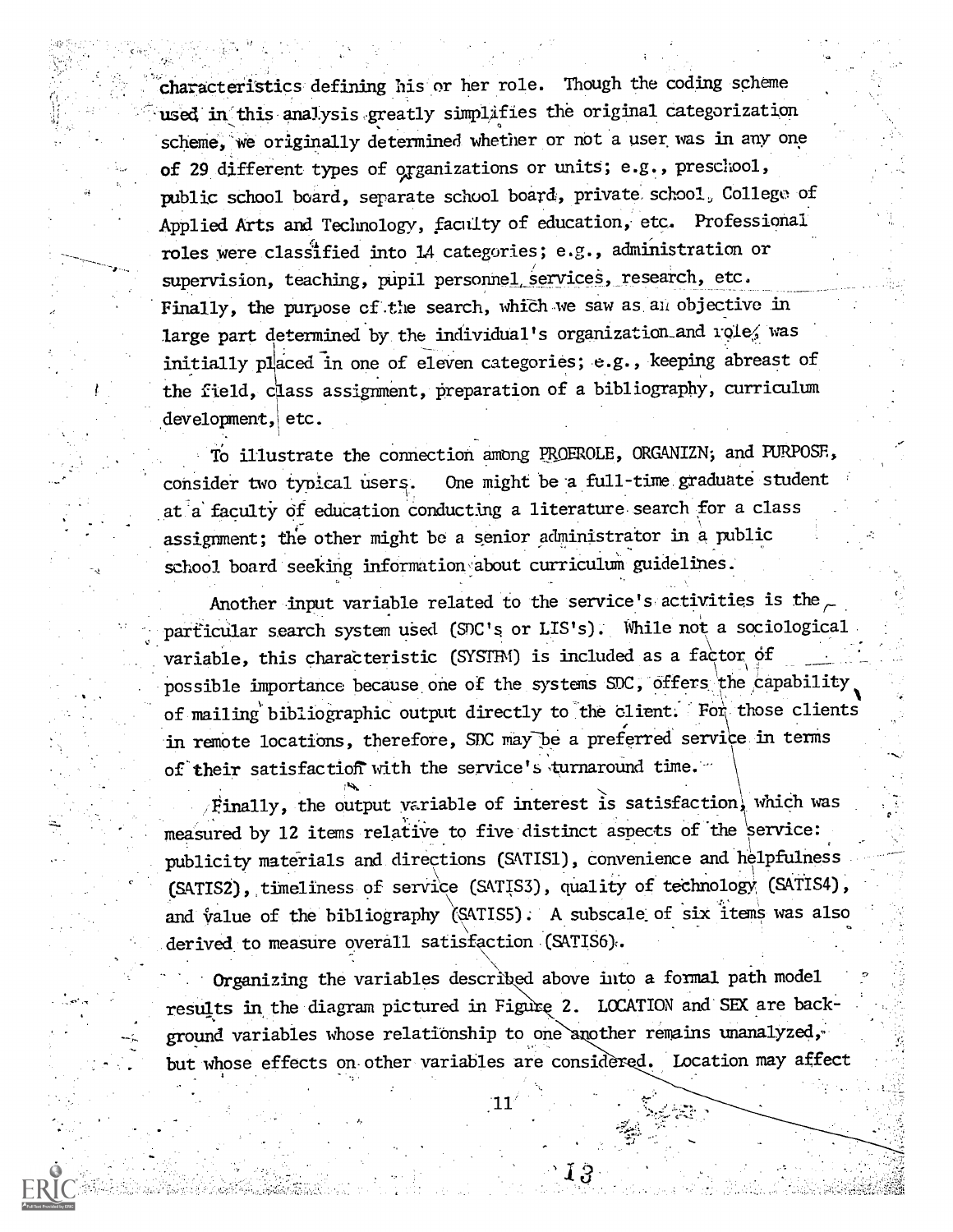characteristics defining his or her role. Though the coding scheme used in this analysis greatly simplifies the original categorization scheme, we originally determined whether or not a user was in any one of 29 different types of organizations or units; e.g., preschool, public school board, separate school board, private school, College of Applied Arts and Technology, faculty of education, etc. Professional roles were classified into 14 categories; e.g., administration or supervision, teaching, pupil personnel services, research, etc. Finally, the purpose of the search, which we saw as an objective in large part determined by the individual's organization and role, was initially placed in one of eleven categories; e.g., keeping abreast of the field, class assignment, preparation of a bibliography, curriculum development, etc.

To illustrate the connection among PROFROLE, ORGANIZN, and PURPOSE, consider two typical users. One might be a full-time graduate student at a faculty of education conducting a literature search for a class assignment; the other might be a senior administrator in a public school board seeking information about curriculum guidelines.

Another input variable related to the service's activities is the particular search system used (SDC's or LIS's). While not a sociological variable, this characteristic (SYSTEM) is included as a factor of possible importance because one of the systems SDC, offers the capability of mailing bibliographic output directly to the client. For those clients in remote locations, therefore, SDC may be a preferred service in terms of their satisfaction with the service's turnaround time.

Finally, the output variable of interest is satisfaction, which was measured by 12 items relative to five distinct aspects of the service: publicity materials and directions (SATIS1), convenience and helpfulness (SATIS2), timeliness of service (SATIS3), quality of technology (SATIS4), and value of the bibliography (SATIS5). A subscale of six items was also derived to measure overall satisfaction (SATIS6).

Organizing the variables described above into a formal path model results in the diagram pictured in Figure 2. LOCATION and SEX are background variables whose relationship to one another remains unanalyzed, but whose effects on other variables are considered. Location may affect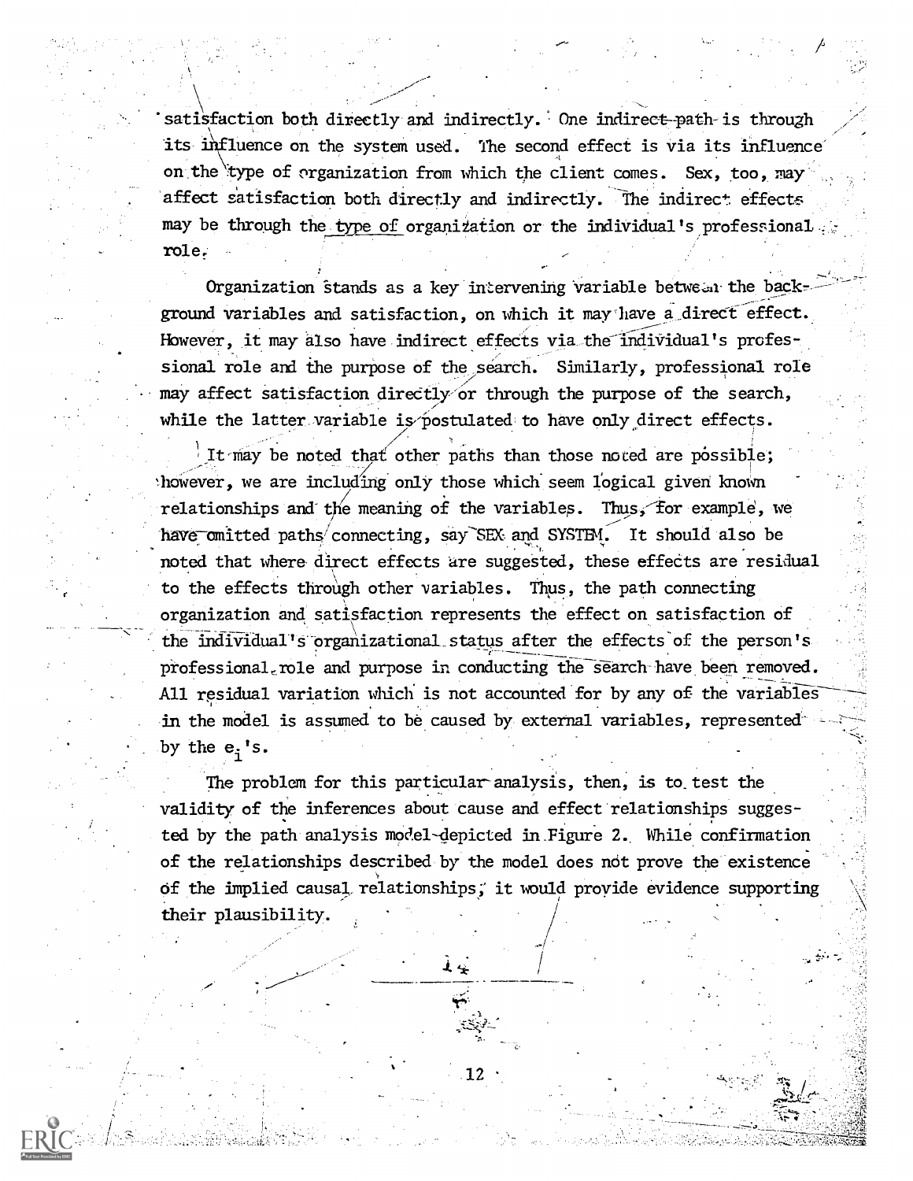satisfaction both directly and indirectly. One indirect path is through its influence on the system used. The second effect is via its influence on the type of organization from which the client comes. Sex, too, may affect satisfaction both directly and indirectly. The indirect effects may be through the type of organization or the individual's professional role.

Organization stands as a key intervening variable between the background variables and satisfaction, on which it may have a direct effect. However, it may also have indirect effects via the individual's professional role and the purpose of the search. Similarly, professional role may affect satisfaction directly or through the purpose of the search, while the latter variable is postulated to have only direct effects.

It may be noted that other paths than those noted are possible; however, we are including only those which seem logical given known relationships and the meaning of the variables. Thus, for example, we have omitted paths connecting, say SEX and SYSTEM. It should also be noted that where direct effects are suggested, these effects are residual to the effects through other variables. Thus, the path connecting organization and satisfaction represents the effect on satisfaction of the individual's organizational status after the effects of the person's professional role and purpose in conducting the search have been removed. All residual variation which is not accounted for by any of the variables in the model is assumed to be caused by external variables, represented by the $e_i$'s.

The problem for this particular analysis, then, is to test the validity of the inferences about cause and effect relationships suggested by the path analysis model depicted in Figure 2. While confirmation of the relationships described by the model does not prove the existence of the implied causal relationships, it would provide evidence supporting their plausibility.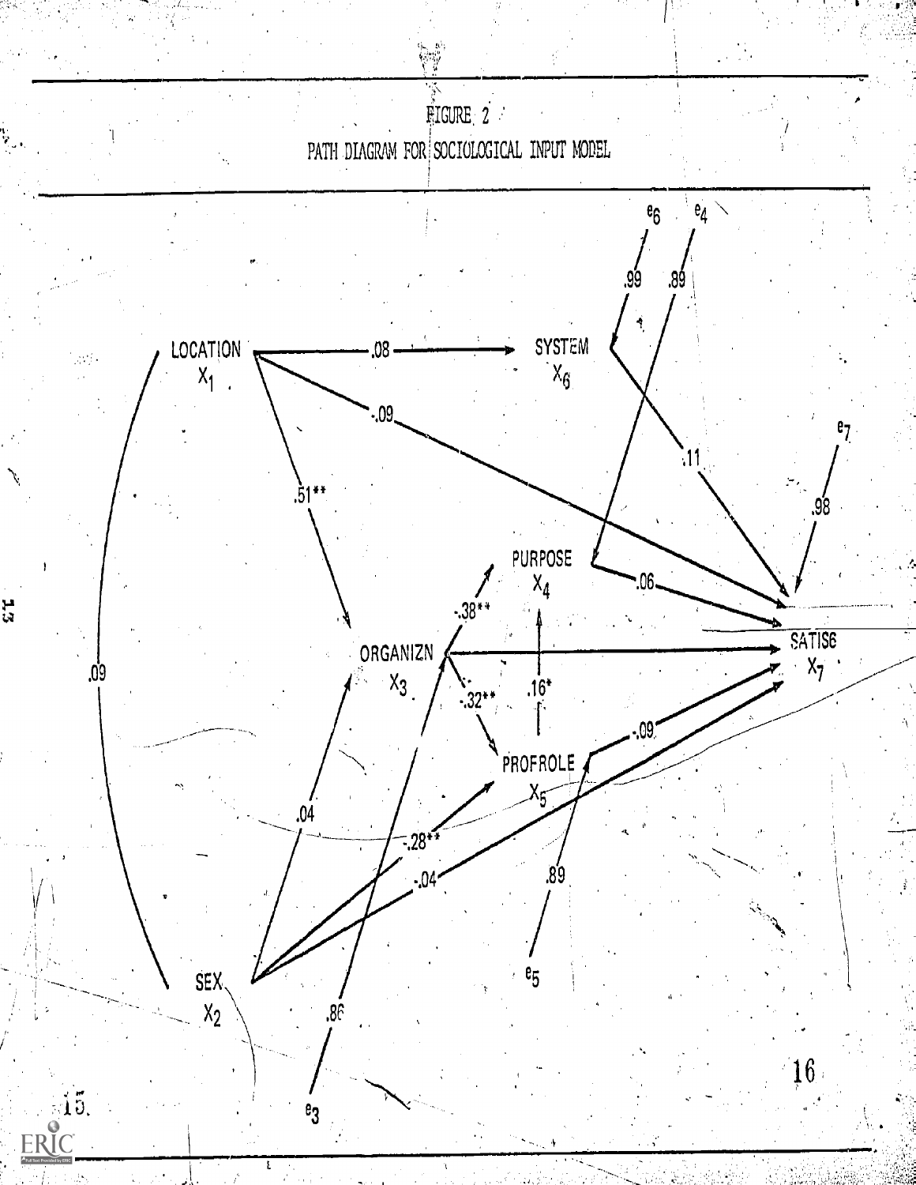FIGURE 2

PATH DIAGRAM FOR SOCIOLOGICAL INPUT MODEL

$e_6$ $e_4$

.99 .89

LOCATION $X_1$

.08

SYSTEM $X_6$

-.09

.11

$e_7$

.98

.51**

PURPOSE $X_4$

.06

-.38**

ORGANIZN $X_3$

SATIS6 $X_7$

.09

.16*

-.32**

-.09

PROFROLE $X_5$

.04

-.28**

-.04

.89

SEX $X_2$

$e_5$

.86

$e_3$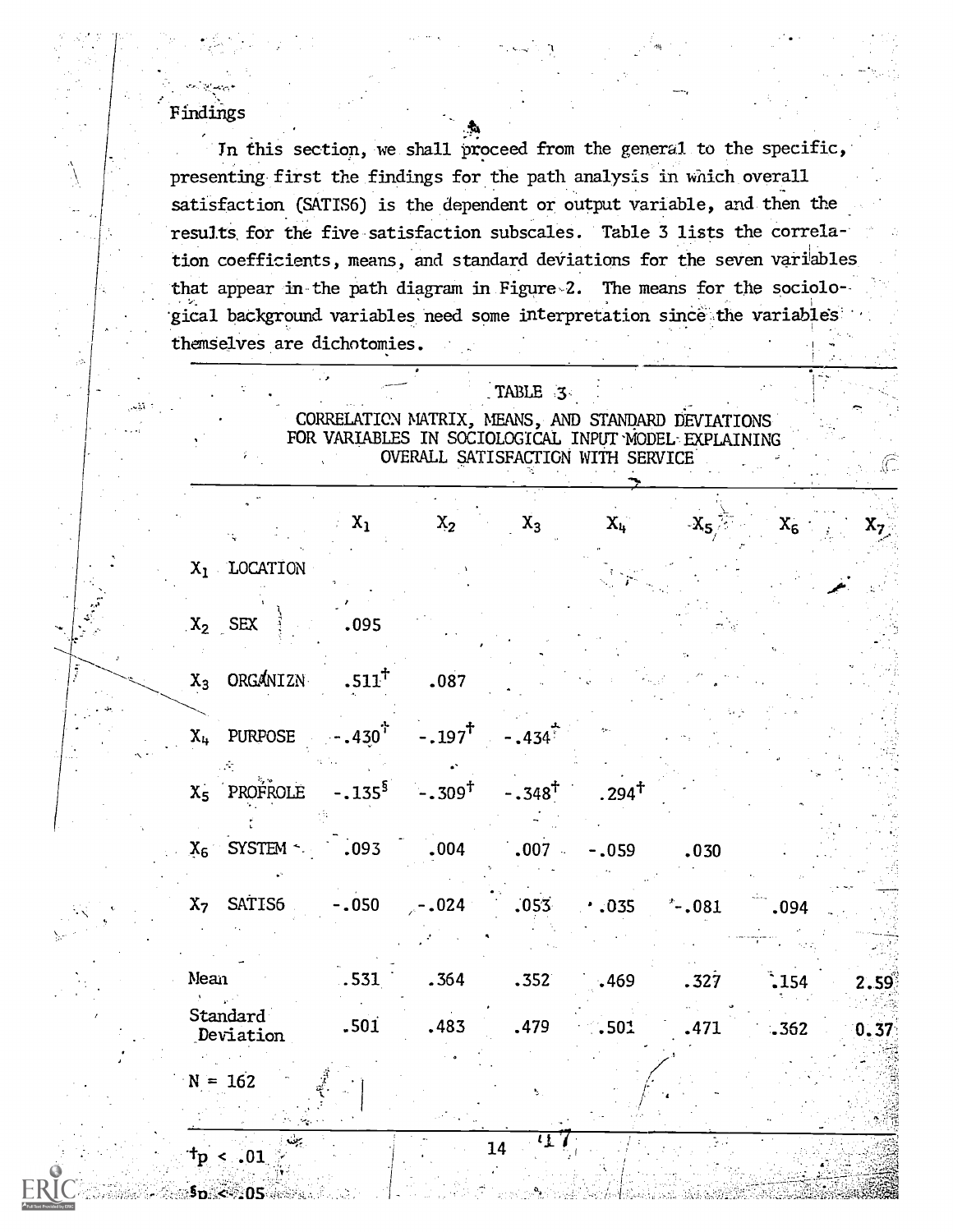## Findings

In this section, we shall proceed from the general to the specific, presenting first the findings for the path analysis in which overall satisfaction (SATIS6) is the dependent or output variable, and then the results for the five satisfaction subscales. Table 3 lists the correlation coefficients, means, and standard deviations for the seven variables that appear in the path diagram in Figure 2. The means for the sociological background variables need some interpretation since the variables themselves are dichotomies.

TABLE 3

CORRELATION MATRIX, MEANS, AND STANDARD DEVIATIONS FOR VARIABLES IN SOCIOLOGICAL INPUT MODEL EXPLAINING OVERALL SATISFACTION WITH SERVICE

| | $X_1$ | $X_2$ | $X_3$ | $X_4$ | $X_5$ | $X_6$ | $X_7$ |
|---|---|---|---|---|---|---|---|
| $X_1$ LOCATION | | | | | | | |
| $X_2$ SEX | .095 | | | | | | |
| $X_3$ ORGANIZN | .511† | .087 | | | | | |
| $X_4$ PURPOSE | -.430† | -.197† | -.434† | | | | |
| $X_5$ PROFROLE | -.135§ | -.309† | -.348† | .294† | | | |
| $X_6$ SYSTEM | .093 | .004 | .007 | -.059 | .030 | | |
| $X_7$ SATIS6 | -.050 | -.024 | .053 | .035 | -.081 | .094 | |
| Mean | .531 | .364 | .352 | .469 | .327 | .154 | 2.59 |
| Standard Deviation | .501 | .483 | .479 | .501 | .471 | .362 | 0.37 |

N = 162

†p < .01

§p < .05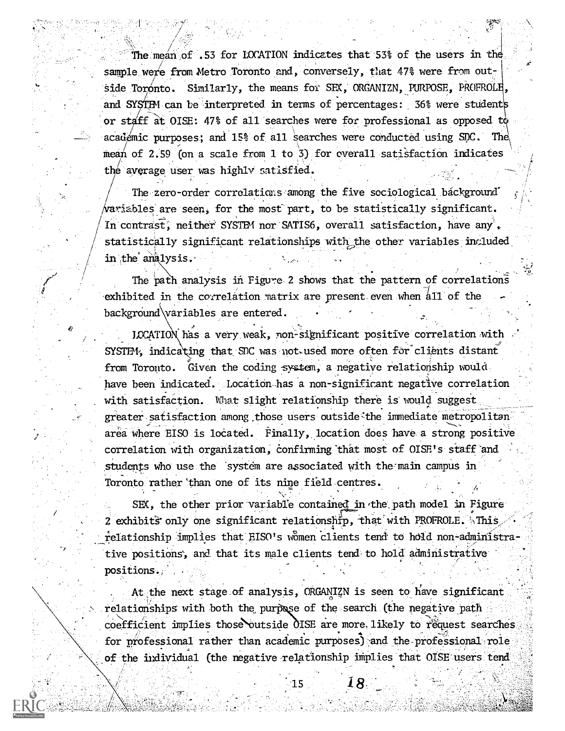The mean of .53 for LOCATION indicates that 53% of the users in the sample were from Metro Toronto and, conversely, that 47% were from outside Toronto. Similarly, the means for SEX, ORGANIZN, PURPOSE, PROFROLE, and SYSTEM can be interpreted in terms of percentages: 36% were students or staff at OISE: 47% of all searches were for professional as opposed to academic purposes; and 15% of all searches were conducted using SDC. The mean of 2.59 (on a scale from 1 to 3) for overall satisfaction indicates the average user was highly satisfied.

The zero-order correlations among the five sociological background variables are seen, for the most part, to be statistically significant. In contrast, neither SYSTEM nor SATIS6, overall satisfaction, have any statistically significant relationships with the other variables included in the analysis.

The path analysis in Figure 2 shows that the pattern of correlations exhibited in the correlation matrix are present even when all of the background variables are entered.

LOCATION has a very weak, non-significant positive correlation with SYSTEM, indicating that SDC was not used more often for clients distant from Toronto. Given the coding system, a negative relationship would have been indicated. Location has a non-significant negative correlation with satisfaction. What slight relationship there is would suggest greater satisfaction among those users outside the immediate metropolitan area where EISO is located. Finally, location does have a strong positive correlation with organization, confirming that most of OISE's staff and students who use the system are associated with the main campus in Toronto rather than one of its nine field centres.

SEX, the other prior variable contained in the path model in Figure 2 exhibits only one significant relationship, that with PROFROLE. This relationship implies that EISO's women clients tend to hold non-administrative positions, and that its male clients tend to hold administrative positions.

At the next stage of analysis, ORGANIZN is seen to have significant relationships with both the purpose of the search (the negative path coefficient implies those outside OISE are more likely to request searches for professional rather than academic purposes) and the professional role of the individual (the negative relationship implies that OISE users tend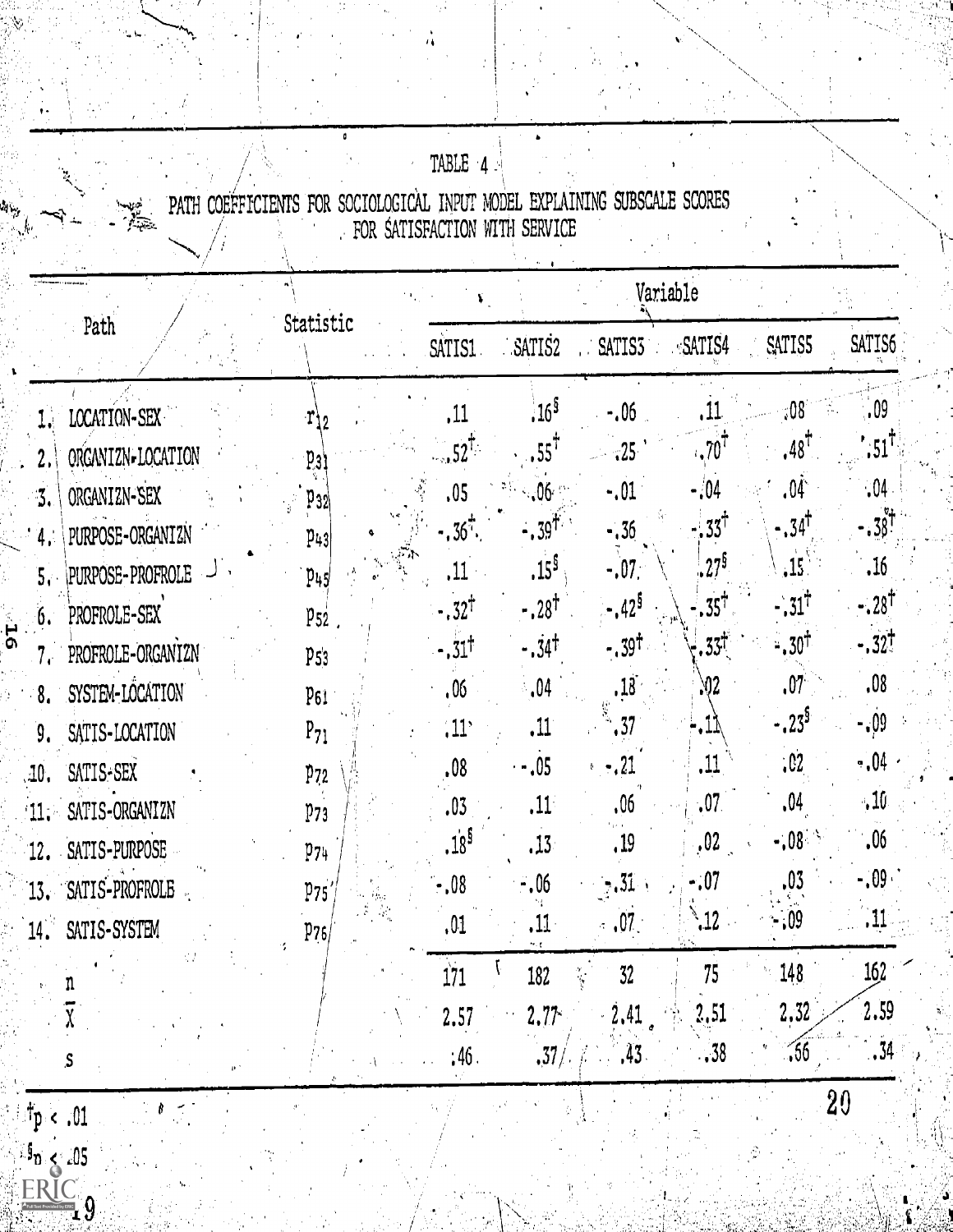TABLE 4

PATH COEFFICIENTS FOR SOCIOLOGICAL INPUT MODEL EXPLAINING SUBSCALE SCORES FOR SATISFACTION WITH SERVICE

| Path | Statistic | Variable | | | | | |
|---|---|---|---|---|---|---|---|
| | | SATIS1 | SATIS2 | SATIS3 | SATIS4 | SATIS5 | SATIS6 |
| 1. LOCATION-SEX | $r_{12}$ | .11 | .16§ | -.06 | .11 | .08 | .09 |
| 2. ORGANIZN-LOCATION | $p_{31}$ | .52† | .55† | .25 | .70† | .48† | .51† |
| 3. ORGANIZN-SEX | $p_{32}$ | .05 | .06 | -.01 | -.04 | .04 | .04 |
| 4. PURPOSE-ORGANIZN | $p_{43}$ | -.36† | -.39† | -.36 | -.33† | -.34† | -.38† |
| 5. PURPOSE-PROFROLE | $p_{45}$ | .11 | .15§ | -.07 | .27§ | .15 | .16 |
| 6. PROFROLE-SEX | $p_{52}$ | -.32† | -.28† | -.42§ | -.35† | -.31† | -.28† |
| 7. PROFROLE-ORGANIZN | $p_{53}$ | -.31† | -.34† | -.39† | -.33† | -.30† | -.32† |
| 8. SYSTEM-LOCATION | $p_{61}$ | .06 | .04 | .18 | .02 | .07 | .08 |
| 9. SATIS-LOCATION | $p_{71}$ | .11 | .11 | .37 | -.11 | -.23§ | -.09 |
| 10. SATIS-SEX | $p_{72}$ | .08 | -.05 | -.21 | .11 | .02 | -.04 |
| 11. SATIS-ORGANIZN | $p_{73}$ | .03 | .11 | .06 | .07 | .04 | .10 |
| 12. SATIS-PURPOSE | $p_{74}$ | .18§ | .13 | .19 | .02 | -.08 | .06 |
| 13. SATIS-PROFROLE | $p_{75}$ | -.08 | -.06 | -.31 | -.07 | .03 | -.09 |
| 14. SATIS-SYSTEM | $p_{76}$ | .01 | .11 | .07 | .12 | -.09 | .11 |
| n | | 171 | 182 | 32 | 75 | 148 | 162 |
| $\bar{X}$ | | 2.57 | 2.77 | 2.41 | 2.51 | 2.32 | 2.59 |
| s | | .46 | .37 | .43 | .38 | .56 | .34 |

†$p < .01$

§$p < .05$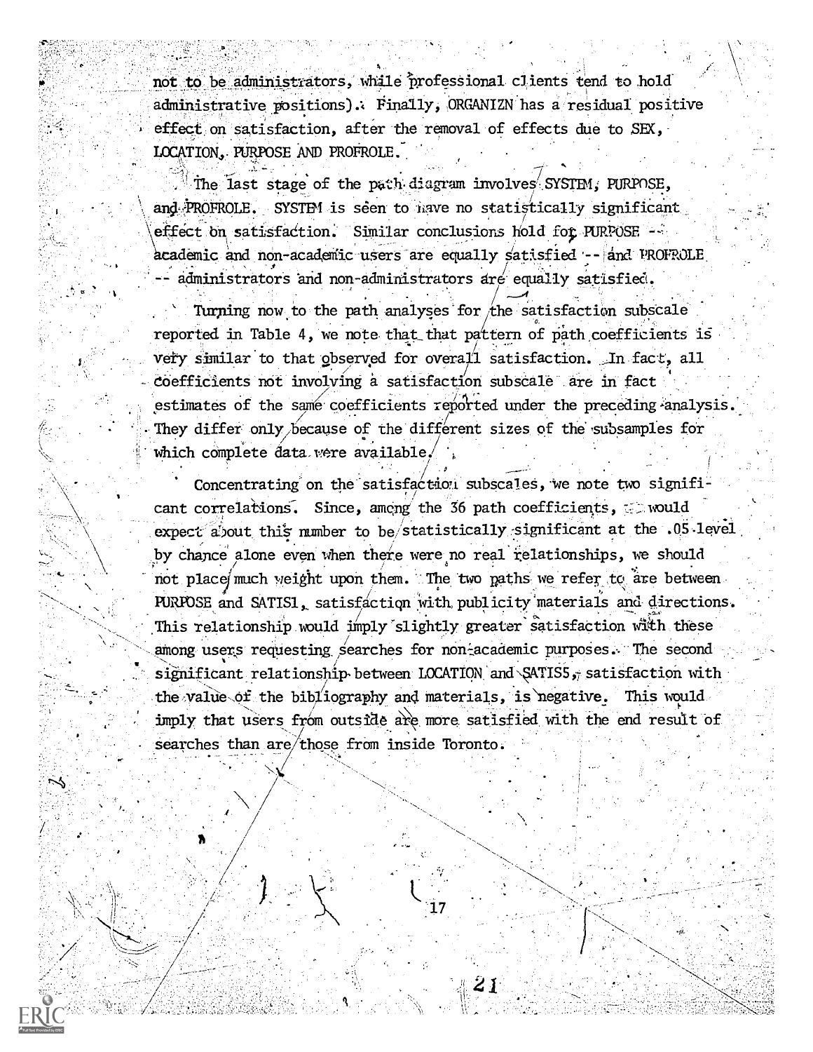not to be administrators, while professional clients tend to hold administrative positions). Finally, ORGANIZN has a residual positive effect on satisfaction, after the removal of effects due to SEX, LOCATION, PURPOSE AND PROFROLE.

The last stage of the path diagram involves SYSTEM, PURPOSE, and PROFROLE. SYSTEM is seen to have no statistically significant effect on satisfaction. Similar conclusions hold for PURPOSE -- academic and non-academic users are equally satisfied -- and PROFROLE -- administrators and non-administrators are equally satisfied.

Turning now to the path analyses for the satisfaction subscale reported in Table 4, we note that that pattern of path coefficients is very similar to that observed for overall satisfaction. In fact, all coefficients not involving a satisfaction subscale are in fact estimates of the same coefficients reported under the preceding analysis. They differ only because of the different sizes of the subsamples for which complete data were available.

Concentrating on the satisfaction subscales, we note two significant correlations. Since, among the 36 path coefficients, we would expect about this number to be statistically significant at the .05 level by chance alone even when there were no real relationships, we should not place much weight upon them. The two paths we refer to are between PURPOSE and SATIS1, satisfaction with publicity materials and directions. This relationship would imply slightly greater satisfaction with these among users requesting searches for non-academic purposes. The second significant relationship between LOCATION and SATIS5, satisfaction with the value of the bibliography and materials, is negative. This would imply that users from outside are more satisfied with the end result of searches than are those from inside Toronto.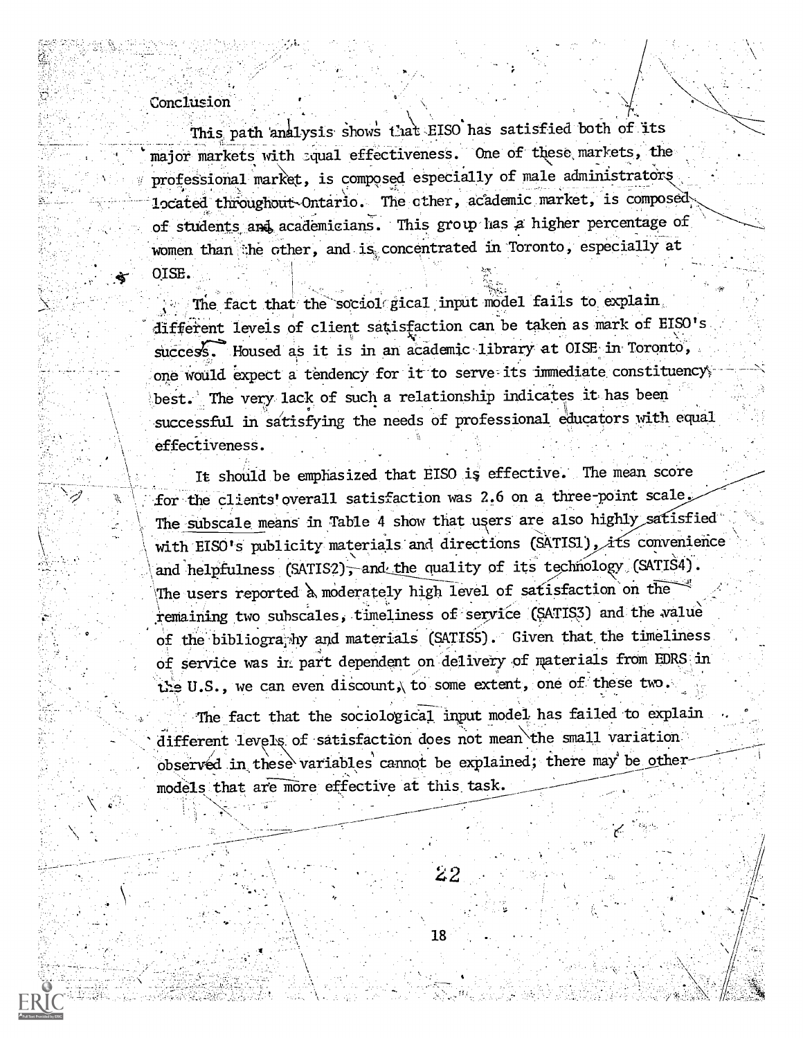## Conclusion

This path analysis shows that EISO has satisfied both of its major markets with equal effectiveness. One of these markets, the professional market, is composed especially of male administrators located throughout Ontario. The other, academic market, is composed of students and academicians. This group has a higher percentage of women than the other, and is concentrated in Toronto, especially at OISE.

The fact that the sociological input model fails to explain different levels of client satisfaction can be taken as mark of EISO's success. Housed as it is in an academic library at OISE in Toronto, one would expect a tendency for it to serve its immediate constituency best. The very lack of such a relationship indicates it has been successful in satisfying the needs of professional educators with equal effectiveness.

It should be emphasized that EISO is effective. The mean score for the clients' overall satisfaction was 2.6 on a three-point scale. The subscale means in Table 4 show that users are also highly satisfied with EISO's publicity materials and directions (SATIS1), its convenience and helpfulness (SATIS2), and the quality of its technology (SATIS4). The users reported a moderately high level of satisfaction on the remaining two subscales, timeliness of service (SATIS3) and the value of the bibliography and materials (SATIS5). Given that the timeliness of service was in part dependent on delivery of materials from EDRS in the U.S., we can even discount, to some extent, one of these two.

The fact that the sociological input model has failed to explain different levels of satisfaction does not mean the small variation observed in these variables cannot be explained; there may be other models that are more effective at this task.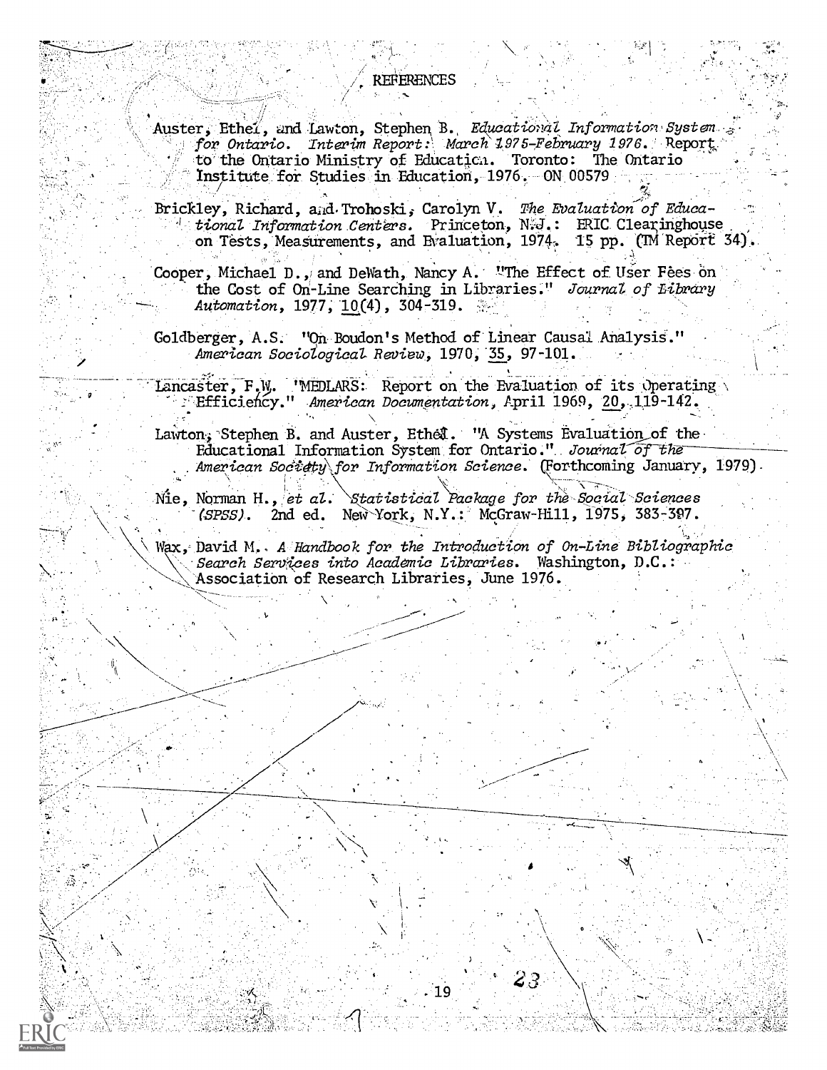# REFERENCES

Auster, Ethel, and Lawton, Stephen B. *Educational Information System for Ontario. Interim Report: March 1975-February 1976.* Report to the Ontario Ministry of Education. Toronto: The Ontario Institute for Studies in Education, 1976. ON 00579

Brickley, Richard, and Trohoski, Carolyn V. *The Evaluation of Educational Information Centers.* Princeton, N.J.: ERIC Clearinghouse on Tests, Measurements, and Evaluation, 1974. 15 pp. (TM Report 34).

Cooper, Michael D., and DeWath, Nancy A. "The Effect of User Fees on the Cost of On-Line Searching in Libraries." *Journal of Library Automation*, 1977, 10(4), 304-319.

Goldberger, A.S. "On Boudon's Method of Linear Causal Analysis." *American Sociological Review*, 1970, 35, 97-101.

Lancaster, F.W. "MEDLARS: Report on the Evaluation of its Operating Efficiency." *American Documentation*, April 1969, 20, 119-142.

Lawton, Stephen B. and Auster, Ethel. "A Systems Evaluation of the Educational Information System for Ontario." *Journal of the American Society for Information Science.* (Forthcoming January, 1979).

Nie, Norman H., *et al.* *Statistical Package for the Social Sciences (SPSS).* 2nd ed. New York, N.Y.: McGraw-Hill, 1975, 383-397.

Wax, David M. *A Handbook for the Introduction of On-Line Bibliographic Search Services into Academic Libraries.* Washington, D.C.: Association of Research Libraries, June 1976.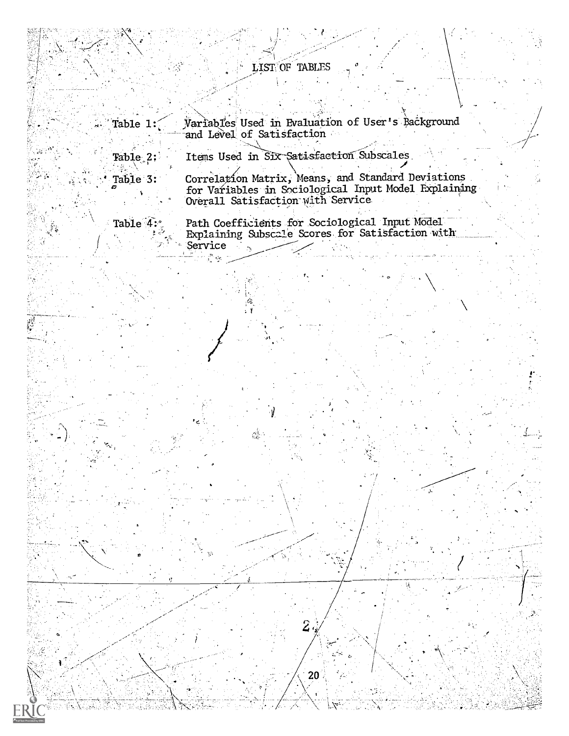# LIST OF TABLES

Table 1: Variables Used in Evaluation of User's Background and Level of Satisfaction

Table 2: Items Used in Six Satisfaction Subscales

Table 3: Correlation Matrix, Means, and Standard Deviations for Variables in Sociological Input Model Explaining Overall Satisfaction with Service

Table 4: Path Coefficients for Sociological Input Model Explaining Subscale Scores for Satisfaction with Service